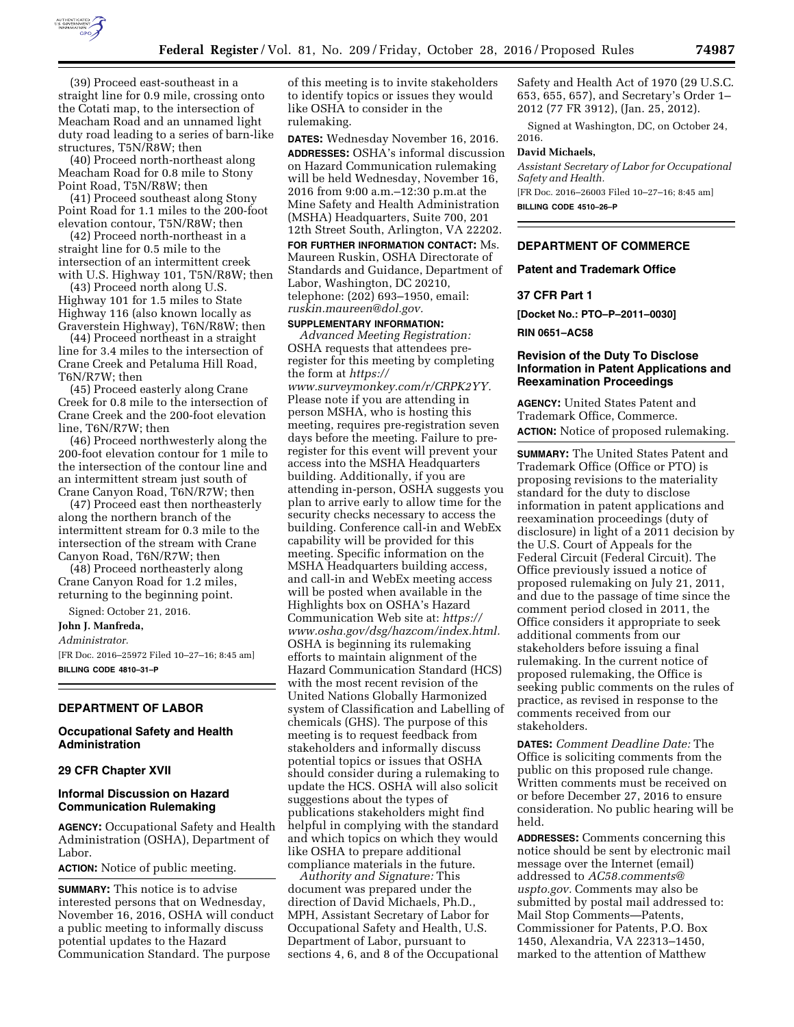(39) Proceed east-southeast in a straight line for 0.9 mile, crossing onto the Cotati map, to the intersection of Meacham Road and an unnamed light duty road leading to a series of barn-like structures, T5N/R8W; then

(40) Proceed north-northeast along Meacham Road for 0.8 mile to Stony Point Road, T5N/R8W; then

(41) Proceed southeast along Stony Point Road for 1.1 miles to the 200-foot elevation contour, T5N/R8W; then

(42) Proceed north-northeast in a straight line for 0.5 mile to the intersection of an intermittent creek with U.S. Highway 101, T5N/R8W; then

(43) Proceed north along U.S. Highway 101 for 1.5 miles to State Highway 116 (also known locally as Graverstein Highway), T6N/R8W; then

(44) Proceed northeast in a straight line for 3.4 miles to the intersection of Crane Creek and Petaluma Hill Road, T6N/R7W; then

(45) Proceed easterly along Crane Creek for 0.8 mile to the intersection of Crane Creek and the 200-foot elevation line, T6N/R7W; then

(46) Proceed northwesterly along the 200-foot elevation contour for 1 mile to the intersection of the contour line and an intermittent stream just south of Crane Canyon Road, T6N/R7W; then

(47) Proceed east then northeasterly along the northern branch of the intermittent stream for 0.3 mile to the intersection of the stream with Crane Canyon Road, T6N/R7W; then

(48) Proceed northeasterly along Crane Canyon Road for 1.2 miles, returning to the beginning point.

Signed: October 21, 2016.

**John J. Manfreda,**

*Administrator.*

[FR Doc. 2016–25972 Filed 10–27–16; 8:45 am]

**BILLING CODE 4810–31–P**

---

## DEPARTMENT OF LABOR

### Occupational Safety and Health Administration

### 29 CFR Chapter XVII

### Informal Discussion on Hazard Communication Rulemaking

**AGENCY:** Occupational Safety and Health Administration (OSHA), Department of Labor.

**ACTION:** Notice of public meeting.

**SUMMARY:** This notice is to advise interested persons that on Wednesday, November 16, 2016, OSHA will conduct a public meeting to informally discuss potential updates to the Hazard Communication Standard. The purpose of this meeting is to invite stakeholders to identify topics or issues they would like OSHA to consider in the rulemaking.

**DATES:** Wednesday November 16, 2016.

**ADDRESSES:** OSHA's informal discussion on Hazard Communication rulemaking will be held Wednesday, November 16, 2016 from 9:00 a.m.–12:30 p.m.at the Mine Safety and Health Administration (MSHA) Headquarters, Suite 700, 201 12th Street South, Arlington, VA 22202.

**FOR FURTHER INFORMATION CONTACT:** Ms. Maureen Ruskin, OSHA Directorate of Standards and Guidance, Department of Labor, Washington, DC 20210, telephone: (202) 693–1950, email: *ruskin.maureen@dol.gov.*

**SUPPLEMENTARY INFORMATION:**

*Advanced Meeting Registration:* OSHA requests that attendees pre-register for this meeting by completing the form at *https://www.surveymonkey.com/r/CRPK2YY.* Please note if you are attending in person MSHA, who is hosting this meeting, requires pre-registration seven days before the meeting. Failure to pre-register for this event will prevent your access into the MSHA Headquarters building. Additionally, if you are attending in-person, OSHA suggests you plan to arrive early to allow time for the security checks necessary to access the building. Conference call-in and WebEx capability will be provided for this meeting. Specific information on the MSHA Headquarters building access, and call-in and WebEx meeting access will be posted when available in the Highlights box on OSHA's Hazard Communication Web site at: *https://www.osha.gov/dsg/hazcom/index.html.* OSHA is beginning its rulemaking efforts to maintain alignment of the Hazard Communication Standard (HCS) with the most recent revision of the United Nations Globally Harmonized system of Classification and Labelling of chemicals (GHS). The purpose of this meeting is to request feedback from stakeholders and informally discuss potential topics or issues that OSHA should consider during a rulemaking to update the HCS. OSHA will also solicit suggestions about the types of publications stakeholders might find helpful in complying with the standard and which topics on which they would like OSHA to prepare additional compliance materials in the future.

*Authority and Signature:* This document was prepared under the direction of David Michaels, Ph.D., MPH, Assistant Secretary of Labor for Occupational Safety and Health, U.S. Department of Labor, pursuant to sections 4, 6, and 8 of the Occupational Safety and Health Act of 1970 (29 U.S.C. 653, 655, 657), and Secretary's Order 1–2012 (77 FR 3912), (Jan. 25, 2012).

Signed at Washington, DC, on October 24, 2016.

**David Michaels,**

*Assistant Secretary of Labor for Occupational Safety and Health.*

[FR Doc. 2016–26003 Filed 10–27–16; 8:45 am]

**BILLING CODE 4510–26–P**

---

## DEPARTMENT OF COMMERCE

### Patent and Trademark Office

### 37 CFR Part 1

**[Docket No.: PTO–P–2011–0030]**

**RIN 0651–AC58**

### Revision of the Duty To Disclose Information in Patent Applications and Reexamination Proceedings

**AGENCY:** United States Patent and Trademark Office, Commerce.

**ACTION:** Notice of proposed rulemaking.

**SUMMARY:** The United States Patent and Trademark Office (Office or PTO) is proposing revisions to the materiality standard for the duty to disclose information in patent applications and reexamination proceedings (duty of disclosure) in light of a 2011 decision by the U.S. Court of Appeals for the Federal Circuit (Federal Circuit). The Office previously issued a notice of proposed rulemaking on July 21, 2011, and due to the passage of time since the comment period closed in 2011, the Office considers it appropriate to seek additional comments from our stakeholders before issuing a final rulemaking. In the current notice of proposed rulemaking, the Office is seeking public comments on the rules of practice, as revised in response to the comments received from our stakeholders.

**DATES:** *Comment Deadline Date:* The Office is soliciting comments from the public on this proposed rule change. Written comments must be received on or before December 27, 2016 to ensure consideration. No public hearing will be held.

**ADDRESSES:** Comments concerning this notice should be sent by electronic mail message over the Internet (email) addressed to *AC58.comments@uspto.gov.* Comments may also be submitted by postal mail addressed to: Mail Stop Comments—Patents, Commissioner for Patents, P.O. Box 1450, Alexandria, VA 22313–1450, marked to the attention of Matthew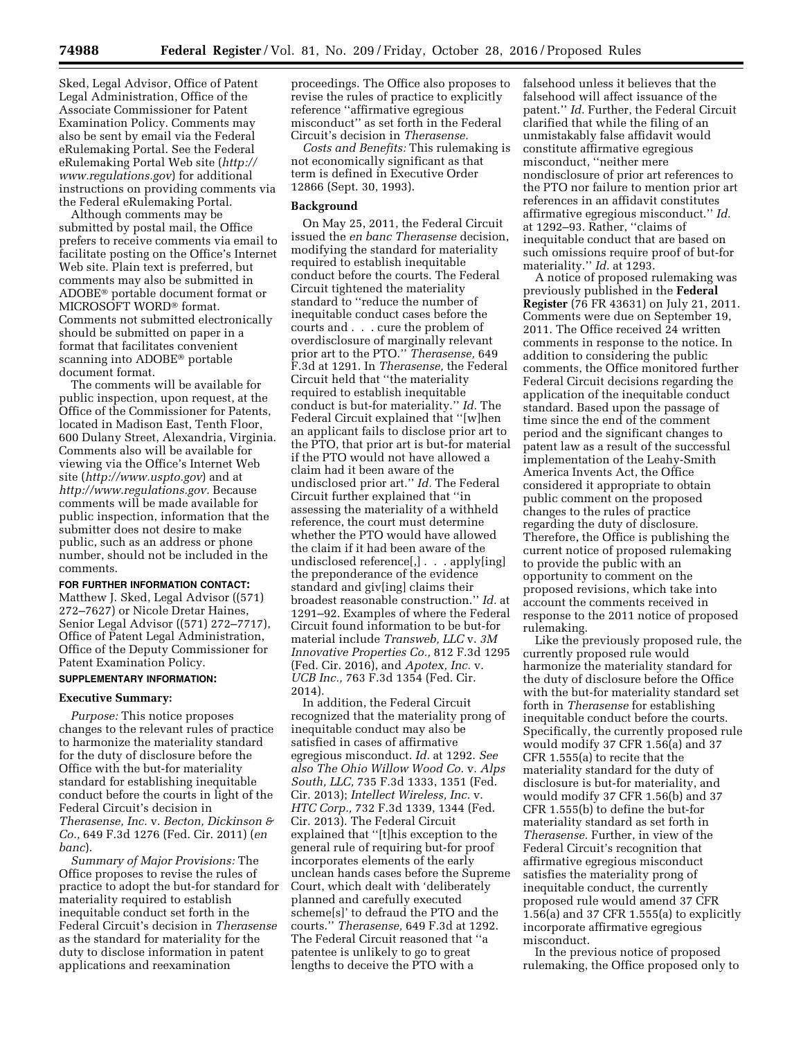Sked, Legal Advisor, Office of Patent Legal Administration, Office of the Associate Commissioner for Patent Examination Policy. Comments may also be sent by email via the Federal eRulemaking Portal. See the Federal eRulemaking Portal Web site (*http://www.regulations.gov*) for additional instructions on providing comments via the Federal eRulemaking Portal.

Although comments may be submitted by postal mail, the Office prefers to receive comments via email to facilitate posting on the Office's Internet Web site. Plain text is preferred, but comments may also be submitted in ADOBE® portable document format or MICROSOFT WORD® format. Comments not submitted electronically should be submitted on paper in a format that facilitates convenient scanning into ADOBE® portable document format.

The comments will be available for public inspection, upon request, at the Office of the Commissioner for Patents, located in Madison East, Tenth Floor, 600 Dulany Street, Alexandria, Virginia. Comments also will be available for viewing via the Office's Internet Web site (*http://www.uspto.gov*) and at *http://www.regulations.gov.* Because comments will be made available for public inspection, information that the submitter does not desire to make public, such as an address or phone number, should not be included in the comments.

**FOR FURTHER INFORMATION CONTACT:** Matthew J. Sked, Legal Advisor ((571) 272–7627) or Nicole Dretar Haines, Senior Legal Advisor ((571) 272–7717), Office of Patent Legal Administration, Office of the Deputy Commissioner for Patent Examination Policy.

**SUPPLEMENTARY INFORMATION:**

**Executive Summary:**

*Purpose:* This notice proposes changes to the relevant rules of practice to harmonize the materiality standard for the duty of disclosure before the Office with the but-for materiality standard for establishing inequitable conduct before the courts in light of the Federal Circuit's decision in *Therasense, Inc.* v. *Becton, Dickinson & Co.,* 649 F.3d 1276 (Fed. Cir. 2011) (*en banc*).

*Summary of Major Provisions:* The Office proposes to revise the rules of practice to adopt the but-for standard for materiality required to establish inequitable conduct set forth in the Federal Circuit's decision via *Therasense* as the standard for materiality for the duty to disclose information in patent applications and reexamination proceedings. The Office also proposes to revise the rules of practice to explicitly reference ''affirmative egregious misconduct'' as set forth in the Federal Circuit's decision in *Therasense.*

*Costs and Benefits:* This rulemaking is not economically significant as that term is defined in Executive Order 12866 (Sept. 30, 1993).

**Background**

On May 25, 2011, the Federal Circuit issued the *en banc Therasense* decision, modifying the standard for materiality required to establish inequitable conduct before the courts. The Federal Circuit tightened the materiality standard to ''reduce the number of inequitable conduct cases before the courts and . . . cure the problem of overdisclosure of marginally relevant prior art to the PTO.'' *Therasense,* 649 F.3d at 1291. In *Therasense,* the Federal Circuit held that ''the materiality required to establish inequitable conduct is but-for materiality.'' *Id.* The Federal Circuit explained that ''[w]hen an applicant fails to disclose prior art to the PTO, that prior art is but-for material if the PTO would not have allowed a claim had it been aware of the undisclosed prior art.'' *Id.* The Federal Circuit further explained that ''in assessing the materiality of a withheld reference, the court must determine whether the PTO would have allowed the claim if it had been aware of the undisclosed reference[,] . . . apply[ing] the preponderance of the evidence standard and giv[ing] claims their broadest reasonable construction.'' *Id.* at 1291–92. Examples of where the Federal Circuit found information to be but-for material include *Transweb, LLC* v. *3M Innovative Properties Co.,* 812 F.3d 1295 (Fed. Cir. 2016), and *Apotex, Inc.* v. *UCB Inc.,* 763 F.3d 1354 (Fed. Cir. 2014).

In addition, the Federal Circuit recognized that the materiality prong of inequitable conduct may also be satisfied in cases of affirmative egregious misconduct. *Id.* at 1292. *See also The Ohio Willow Wood Co.* v. *Alps South, LLC,* 735 F.3d 1333, 1351 (Fed. Cir. 2013); *Intellect Wireless, Inc.* v. *HTC Corp.,* 732 F.3d 1339, 1344 (Fed. Cir. 2013). The Federal Circuit explained that ''[t]his exception to the general rule of requiring but-for proof incorporates elements of the early unclean hands cases before the Supreme Court, which dealt with 'deliberately planned and carefully executed scheme[s]' to defraud the PTO and the courts.'' *Therasense,* 649 F.3d at 1292. The Federal Circuit reasoned that ''a patentee is unlikely to go to great lengths to deceive the PTO with a falsehood unless it believes that the falsehood will affect issuance of the patent.'' *Id.* Further, the Federal Circuit clarified that while the filing of an unmistakably false affidavit would constitute affirmative egregious misconduct, ''neither mere nondisclosure of prior art references to the PTO nor failure to mention prior art references in an affidavit constitutes affirmative egregious misconduct.'' *Id.* at 1292–93. Rather, ''claims of inequitable conduct that are based on such omissions require proof of but-for materiality.'' *Id.* at 1293.

A notice of proposed rulemaking was previously published in the **Federal Register** (76 FR 43631) on July 21, 2011. Comments were due on September 19, 2011. The Office received 24 written comments in response to the notice. In addition to considering the public comments, the Office monitored further Federal Circuit decisions regarding the application of the inequitable conduct standard. Based upon the passage of time since the end of the comment period and the significant changes to patent law as a result of the successful implementation of the Leahy-Smith America Invents Act, the Office considered it appropriate to obtain public comment on the proposed changes to the rules of practice regarding the duty of disclosure. Therefore, the Office is publishing the current notice of proposed rulemaking to provide the public with an opportunity to comment on the proposed revisions, which take into account the comments received in response to the 2011 notice of proposed rulemaking.

Like the previously proposed rule, the currently proposed rule would harmonize the materiality standard for the duty of disclosure before the Office with the but-for materiality standard set forth in *Therasense* for establishing inequitable conduct before the courts. Specifically, the currently proposed rule would modify 37 CFR 1.56(a) and 37 CFR 1.555(a) to recite that the materiality standard for the duty of disclosure is but-for materiality, and would modify 37 CFR 1.56(b) and 37 CFR 1.555(b) to define the but-for materiality standard as set forth in *Therasense.* Further, in view of the Federal Circuit's recognition that affirmative egregious misconduct satisfies the materiality prong of inequitable conduct, the currently proposed rule would amend 37 CFR 1.56(a) and 37 CFR 1.555(a) to explicitly incorporate affirmative egregious misconduct.

In the previous notice of proposed rulemaking, the Office proposed only to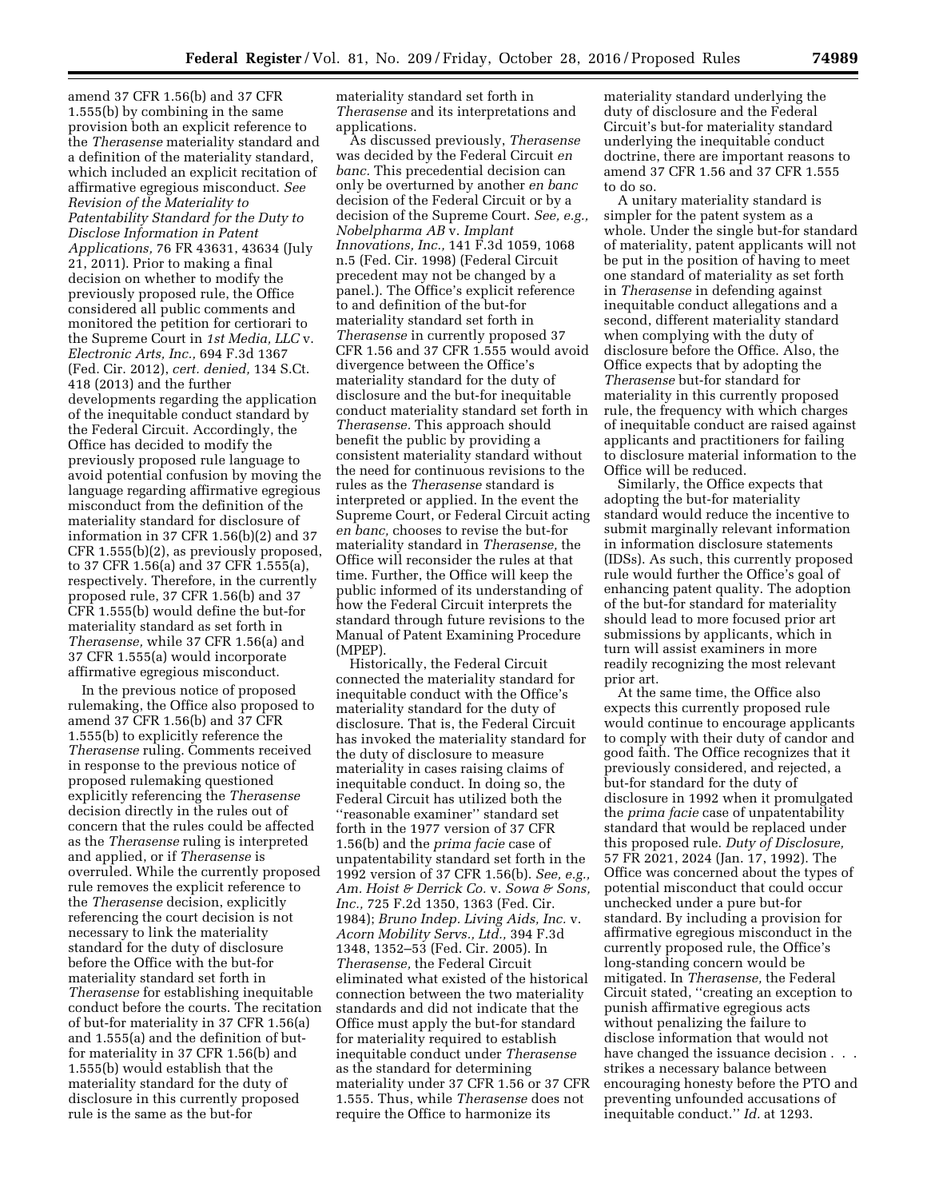amend 37 CFR 1.56(b) and 37 CFR 1.555(b) by combining in the same provision both an explicit reference to the *Therasense* materiality standard and a definition of the materiality standard, which included an explicit recitation of affirmative egregious misconduct. *See Revision of the Materiality to Patentability Standard for the Duty to Disclose Information in Patent Applications,* 76 FR 43631, 43634 (July 21, 2011). Prior to making a final decision on whether to modify the previously proposed rule, the Office considered all public comments and monitored the petition for certiorari to the Supreme Court in *1st Media, LLC* v. *Electronic Arts, Inc.,* 694 F.3d 1367 (Fed. Cir. 2012), *cert. denied,* 134 S.Ct. 418 (2013) and the further developments regarding the application of the inequitable conduct standard by the Federal Circuit. Accordingly, the Office has decided to modify the previously proposed rule language to avoid potential confusion by moving the language regarding affirmative egregious misconduct from the definition of the materiality standard for disclosure of information in 37 CFR 1.56(b)(2) and 37 CFR 1.555(b)(2), as previously proposed, to 37 CFR 1.56(a) and 37 CFR 1.555(a), respectively. Therefore, in the currently proposed rule, 37 CFR 1.56(b) and 37 CFR 1.555(b) would define the but-for materiality standard as set forth in *Therasense,* while 37 CFR 1.56(a) and 37 CFR 1.555(a) would incorporate affirmative egregious misconduct.

In the previous notice of proposed rulemaking, the Office also proposed to amend 37 CFR 1.56(b) and 37 CFR 1.555(b) to explicitly reference the *Therasense* ruling. Comments received in response to the previous notice of proposed rulemaking questioned explicitly referencing the *Therasense* decision directly in the rules out of concern that the rules could be affected as the *Therasense* ruling is interpreted and applied, or if *Therasense* is overruled. While the currently proposed rule removes the explicit reference to the *Therasense* decision, explicitly referencing the court decision is not necessary to link the materiality standard for the duty of disclosure before the Office with the but-for materiality standard set forth in *Therasense* for establishing inequitable conduct before the courts. The recitation of but-for materiality in 37 CFR 1.56(a) and 1.555(a) and the definition of but-for materiality in 37 CFR 1.56(b) and 1.555(b) would establish that the materiality standard for the duty of disclosure in this currently proposed rule is the same as the but-for materiality standard set forth in *Therasense* and its interpretations and applications.

As discussed previously, *Therasense* was decided by the Federal Circuit *en banc.* This precedential decision can only be overturned by another *en banc* decision of the Federal Circuit or by a decision of the Supreme Court. *See, e.g., Nobelpharma AB* v. *Implant Innovations, Inc.,* 141 F.3d 1059, 1068 n.5 (Fed. Cir. 1998) (Federal Circuit precedent may not be changed by a panel.). The Office's explicit reference to and definition of the but-for materiality standard set forth in *Therasense* in currently proposed 37 CFR 1.56 and 37 CFR 1.555 would avoid divergence between the Office's materiality standard for the duty of disclosure and the but-for inequitable conduct materiality standard set forth in *Therasense.* This approach should benefit the public by providing a consistent materiality standard without the need for continuous revisions to the rules as the *Therasense* standard is interpreted or applied. In the event the Supreme Court, or Federal Circuit acting *en banc,* chooses to revise the but-for materiality standard in *Therasense,* the Office will reconsider the rules at that time. Further, the Office will keep the public informed of its understanding of how the Federal Circuit interprets the standard through future revisions to the Manual of Patent Examining Procedure (MPEP).

Historically, the Federal Circuit connected the materiality standard for inequitable conduct with the Office's materiality standard for the duty of disclosure. That is, the Federal Circuit has invoked the materiality standard for the duty of disclosure to measure materiality in cases raising claims of inequitable conduct. In doing so, the Federal Circuit has utilized both the ''reasonable examiner'' standard set forth in the 1977 version of 37 CFR 1.56(b) and the *prima facie* case of unpatentability standard set forth in the 1992 version of 37 CFR 1.56(b). *See, e.g., Am. Hoist & Derrick Co.* v. *Sowa & Sons, Inc.,* 725 F.2d 1350, 1363 (Fed. Cir. 1984); *Bruno Indep. Living Aids, Inc.* v. *Acorn Mobility Servs., Ltd.,* 394 F.3d 1348, 1352–53 (Fed. Cir. 2005). In *Therasense,* the Federal Circuit eliminated what existed of the historical connection between the two materiality standards and did not indicate that the Office must apply the but-for standard for materiality required to establish inequitable conduct under *Therasense* as the standard for determining materiality under 37 CFR 1.56 or 37 CFR 1.555. Thus, while *Therasense* does not require the Office to harmonize its materiality standard underlying the duty of disclosure and the Federal Circuit's but-for materiality standard underlying the inequitable conduct doctrine, there are important reasons to amend 37 CFR 1.56 and 37 CFR 1.555 to do so.

A unitary materiality standard is simpler for the patent system as a whole. Under the single but-for standard of materiality, patent applicants will not be put in the position of having to meet one standard of materiality as set forth in *Therasense* in defending against inequitable conduct allegations and a second, different materiality standard when complying with the duty of disclosure before the Office. Also, the Office expects that by adopting the *Therasense* but-for standard for materiality in this currently proposed rule, the frequency with which charges of inequitable conduct are raised against applicants and practitioners for failing to disclosure material information to the Office will be reduced.

Similarly, the Office expects that adopting the but-for materiality standard would reduce the incentive to submit marginally relevant information in information disclosure statements (IDSs). As such, this currently proposed rule would further the Office's goal of enhancing patent quality. The adoption of the but-for standard for materiality should lead to more focused prior art submissions by applicants, which in turn will assist examiners in more readily recognizing the most relevant prior art.

At the same time, the Office also expects this currently proposed rule would continue to encourage applicants to comply with their duty of candor and good faith. The Office recognizes that it previously considered, and rejected, a but-for standard for the duty of disclosure in 1992 when it promulgated the *prima facie* case of unpatentability standard that would be replaced under this proposed rule. *Duty of Disclosure,* 57 FR 2021, 2024 (Jan. 17, 1992). The Office was concerned about the types of potential misconduct that could occur unchecked under a pure but-for standard. By including a provision for affirmative egregious misconduct in the currently proposed rule, the Office's long-standing concern would be mitigated. In *Therasense,* the Federal Circuit stated, ''creating an exception to punish affirmative egregious acts without penalizing the failure to disclose information that would not have changed the issuance decision . . . strikes a necessary balance between encouraging honesty before the PTO and preventing unfounded accusations of inequitable conduct.'' *Id.* at 1293.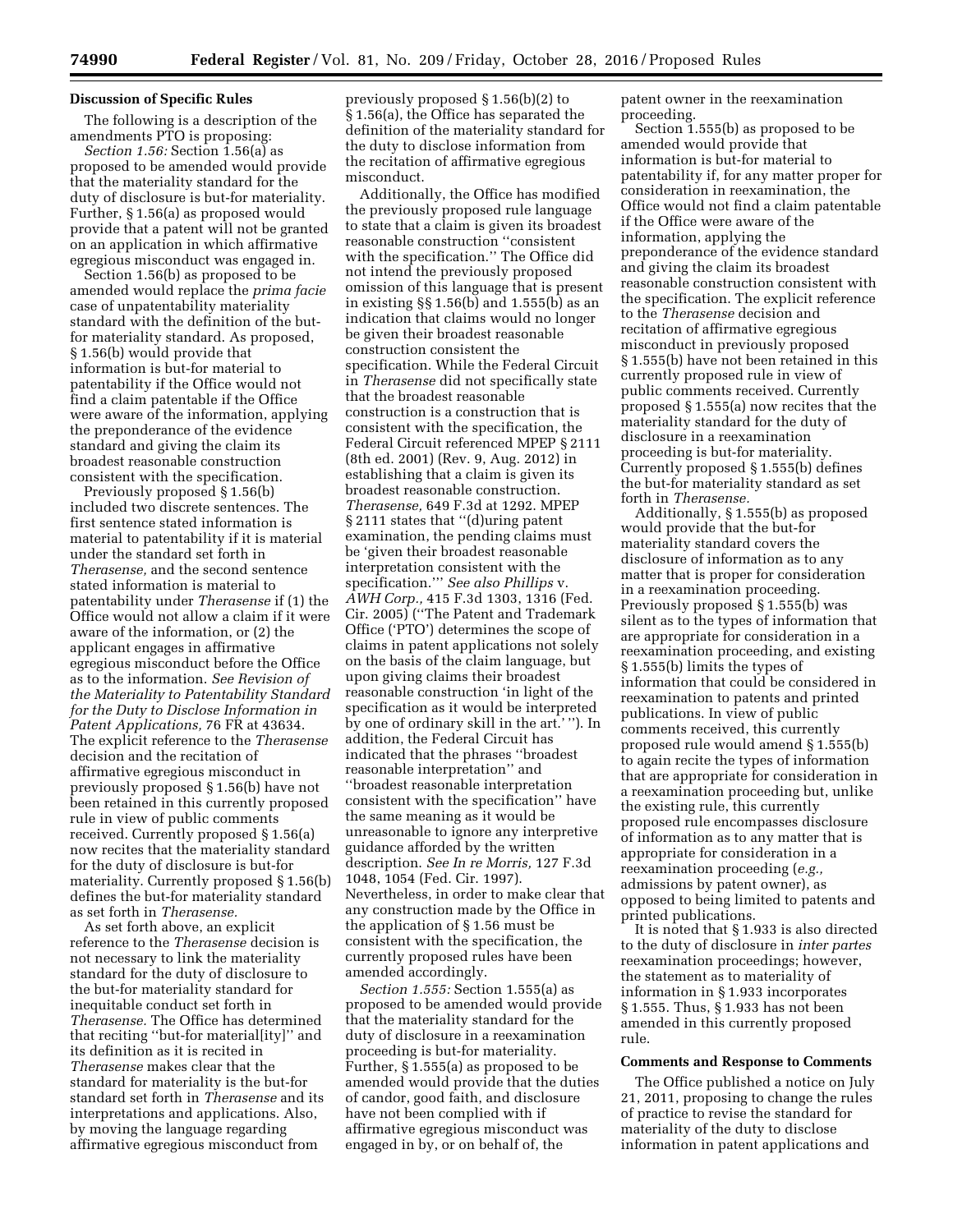### Discussion of Specific Rules

The following is a description of the amendments PTO is proposing:

*Section 1.56:* Section 1.56(a) as proposed to be amended would provide that the materiality standard for the duty of disclosure is but-for materiality. Further, § 1.56(a) as proposed would provide that a patent will not be granted on an application in which affirmative egregious misconduct was engaged in.

Section 1.56(b) as proposed to be amended would replace the *prima facie* case of unpatentability materiality standard with the definition of the but-for materiality standard. As proposed, § 1.56(b) would provide that information is but-for material to patentability if the Office would not find a claim patentable if the Office were aware of the information, applying the preponderance of the evidence standard and giving the claim its broadest reasonable construction consistent with the specification.

Previously proposed § 1.56(b) included two discrete sentences. The first sentence stated information is material to patentability if it is material under the standard set forth in *Therasense,* and the second sentence stated information is material to patentability under *Therasense* if (1) the Office would not allow a claim if it were aware of the information, or (2) the applicant engages in affirmative egregious misconduct before the Office as to the information. *See Revision of the Materiality to Patentability Standard for the Duty to Disclose Information in Patent Applications,* 76 FR at 43634. The explicit reference to the *Therasense* decision and the recitation of affirmative egregious misconduct in previously proposed § 1.56(b) have not been retained in this currently proposed rule in view of public comments received. Currently proposed § 1.56(a) now recites that the materiality standard for the duty of disclosure is but-for materiality. Currently proposed § 1.56(b) defines the but-for materiality standard as set forth in *Therasense.*

As set forth above, an explicit reference to the *Therasense* decision is not necessary to link the materiality standard for the duty of disclosure to the but-for materiality standard for inequitable conduct set forth in *Therasense.* The Office has determined that reciting ''but-for material[ity]'' and its definition as it is recited in *Therasense* makes clear that the standard for materiality is the but-for standard set forth in *Therasense* and its interpretations and applications. Also, by moving the language regarding affirmative egregious misconduct from previously proposed § 1.56(b)(2) to § 1.56(a), the Office has separated the definition of the materiality standard for the duty to disclose information from the recitation of affirmative egregious misconduct.

Additionally, the Office has modified the previously proposed rule language to state that a claim is given its broadest reasonable construction ''consistent with the specification.'' The Office did not intend the previously proposed omission of this language that is present in existing §§ 1.56(b) and 1.555(b) as an indication that claims would no longer be given their broadest reasonable construction consistent the specification. While the Federal Circuit in *Therasense* did not specifically state that the broadest reasonable construction is a construction that is consistent with the specification, the Federal Circuit referenced MPEP § 2111 (8th ed. 2001) (Rev. 9, Aug. 2012) in establishing that a claim is given its broadest reasonable construction. *Therasense,* 649 F.3d at 1292. MPEP § 2111 states that ''(d)uring patent examination, the pending claims must be 'given their broadest reasonable interpretation consistent with the specification.''' *See also Phillips* v. *AWH Corp.,* 415 F.3d 1303, 1316 (Fed. Cir. 2005) (''The Patent and Trademark Office ('PTO') determines the scope of claims in patent applications not solely on the basis of the claim language, but upon giving claims their broadest reasonable construction 'in light of the specification as it would be interpreted by one of ordinary skill in the art.' ''). In addition, the Federal Circuit has indicated that the phrases ''broadest reasonable interpretation'' and ''broadest reasonable interpretation consistent with the specification'' have the same meaning as it would be unreasonable to ignore any interpretive guidance afforded by the written description. *See In re Morris,* 127 F.3d 1048, 1054 (Fed. Cir. 1997). Nevertheless, in order to make clear that any construction made by the Office in the application of § 1.56 must be consistent with the specification, the currently proposed rules have been amended accordingly.

*Section 1.555:* Section 1.555(a) as proposed to be amended would provide that the materiality standard for the duty of disclosure in a reexamination proceeding is but-for materiality. Further, § 1.555(a) as proposed to be amended would provide that the duties of candor, good faith, and disclosure have not been complied with if affirmative egregious misconduct was engaged in by, or on behalf of, the patent owner in the reexamination proceeding.

Section 1.555(b) as proposed to be amended would provide that information is but-for material to patentability if, for any matter proper for consideration in reexamination, the Office would not find a claim patentable if the Office were aware of the information, applying the preponderance of the evidence standard and giving the claim its broadest reasonable construction consistent with the specification. The explicit reference to the *Therasense* decision and recitation of affirmative egregious misconduct in previously proposed § 1.555(b) have not been retained in this currently proposed rule in view of public comments received. Currently proposed § 1.555(a) now recites that the materiality standard for the duty of disclosure in a reexamination proceeding is but-for materiality. Currently proposed § 1.555(b) defines the but-for materiality standard as set forth in *Therasense.*

Additionally, § 1.555(b) as proposed would provide that the but-for materiality standard covers the disclosure of information as to any matter that is proper for consideration in a reexamination proceeding. Previously proposed § 1.555(b) was silent as to the types of information that are appropriate for consideration in a reexamination proceeding, and existing § 1.555(b) limits the types of information that could be considered in reexamination to patents and printed publications. In view of public comments received, this currently proposed rule would amend § 1.555(b) to again recite the types of information that are appropriate for consideration in a reexamination proceeding but, unlike the existing rule, this currently proposed rule encompasses disclosure of information as to any matter that is appropriate for consideration in a reexamination proceeding (*e.g.,* admissions by patent owner), as opposed to being limited to patents and printed publications.

It is noted that § 1.933 is also directed to the duty of disclosure in *inter partes* reexamination proceedings; however, the statement as to materiality of information in § 1.933 incorporates § 1.555. Thus, § 1.933 has not been amended in this currently proposed rule.

### Comments and Response to Comments

The Office published a notice on July 21, 2011, proposing to change the rules of practice to revise the standard for materiality of the duty to disclose information in patent applications and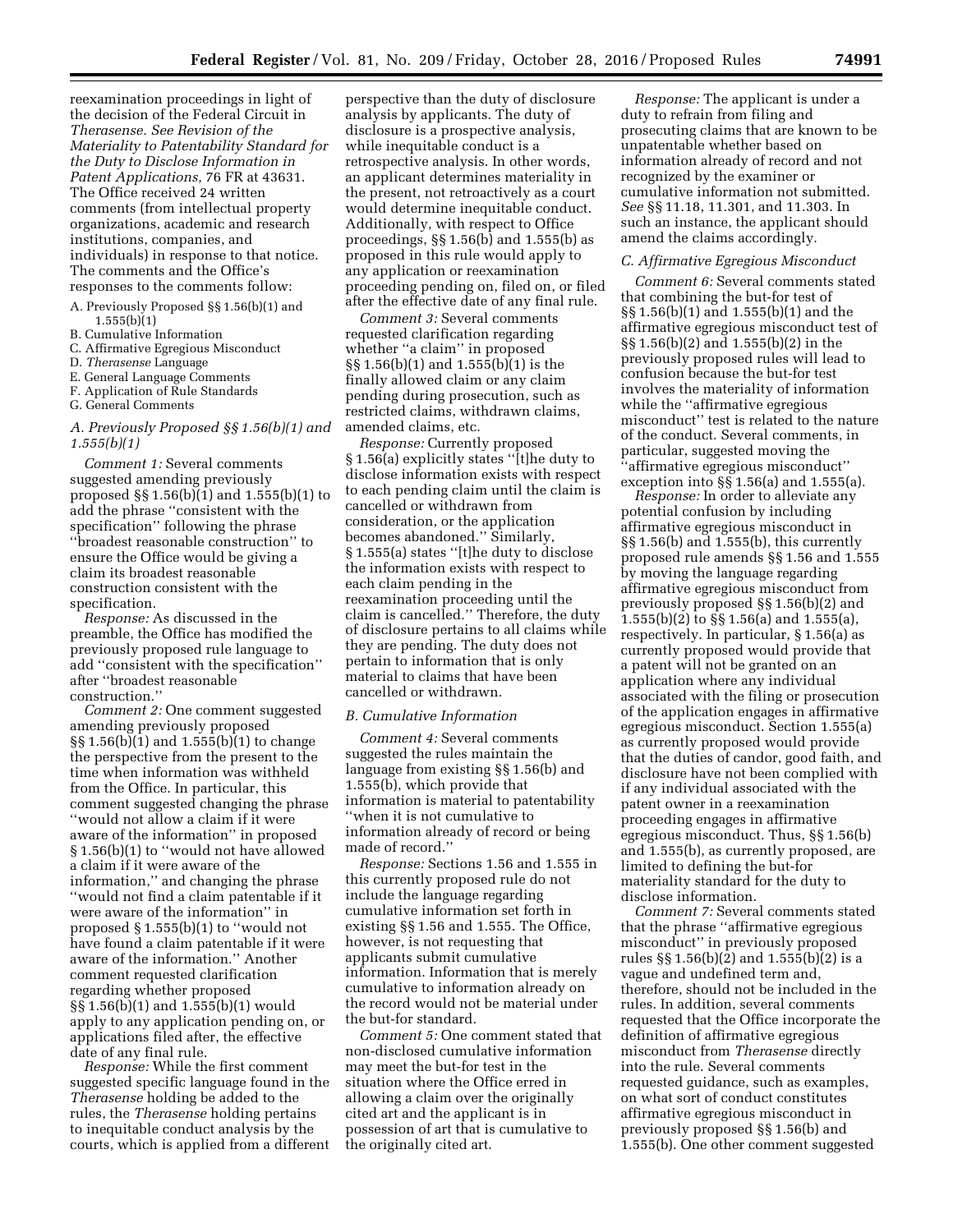reexamination proceedings in light of the decision of the Federal Circuit in *Therasense*. *See Revision of the Materiality to Patentability Standard for the Duty to Disclose Information in Patent Applications,* 76 FR at 43631. The Office received 24 written comments (from intellectual property organizations, academic and research institutions, companies, and individuals) in response to that notice. The comments and the Office's responses to the comments follow:

A. Previously Proposed §§ 1.56(b)(1) and 1.555(b)(1)
B. Cumulative Information
C. Affirmative Egregious Misconduct
D. *Therasense* Language
E. General Language Comments
F. Application of Rule Standards
G. General Comments

### *A. Previously Proposed §§ 1.56(b)(1) and 1.555(b)(1)*

*Comment 1:* Several comments suggested amending previously proposed §§ 1.56(b)(1) and 1.555(b)(1) to add the phrase ''consistent with the specification'' following the phrase ''broadest reasonable construction'' to ensure the Office would be giving a claim its broadest reasonable construction consistent with the specification.

*Response:* As discussed in the preamble, the Office has modified the previously proposed rule language to add ''consistent with the specification'' after ''broadest reasonable construction.''

*Comment 2:* One comment suggested amending previously proposed §§ 1.56(b)(1) and 1.555(b)(1) to change the perspective from the present to the time when information was withheld from the Office. In particular, this comment suggested changing the phrase ''would not allow a claim if it were aware of the information'' in proposed § 1.56(b)(1) to ''would not have allowed a claim if it were aware of the information,'' and changing the phrase ''would not find a claim patentable if it were aware of the information'' in proposed § 1.555(b)(1) to ''would not have found a claim patentable if it were aware of the information.'' Another comment requested clarification regarding whether proposed §§ 1.56(b)(1) and 1.555(b)(1) would apply to any application pending on, or applications filed after, the effective date of any final rule.

*Response:* While the first comment suggested specific language found in the *Therasense* holding be added to the rules, the *Therasense* holding pertains to inequitable conduct analysis by the courts, which is applied from a different perspective than the duty of disclosure analysis by applicants. The duty of disclosure is a prospective analysis, while inequitable conduct is a retrospective analysis. In other words, an applicant determines materiality in the present, not retroactively as a court would determine inequitable conduct. Additionally, with respect to Office proceedings, §§ 1.56(b) and 1.555(b) as proposed in this rule would apply to any application or reexamination proceeding pending on, filed on, or filed after the effective date of any final rule.

*Comment 3:* Several comments requested clarification regarding whether ''a claim'' in proposed §§ 1.56(b)(1) and 1.555(b)(1) is the finally allowed claim or any claim pending during prosecution, such as restricted claims, withdrawn claims, amended claims, etc.

*Response:* Currently proposed § 1.56(a) explicitly states ''[t]he duty to disclose information exists with respect to each pending claim until the claim is cancelled or withdrawn from consideration, or the application becomes abandoned.'' Similarly, § 1.555(a) states ''[t]he duty to disclose the information exists with respect to each claim pending in the reexamination proceeding until the claim is cancelled.'' Therefore, the duty of disclosure pertains to all claims while they are pending. The duty does not pertain to information that is only material to claims that have been cancelled or withdrawn.

### *B. Cumulative Information*

*Comment 4:* Several comments suggested the rules maintain the language from existing §§ 1.56(b) and 1.555(b), which provide that information is material to patentability ''when it is not cumulative to information already of record or being made of record.''

*Response:* Sections 1.56 and 1.555 in this currently proposed rule do not include the language regarding cumulative information set forth in existing §§ 1.56 and 1.555. The Office, however, is not requesting that applicants submit cumulative information. Information that is merely cumulative to information already on the record would not be material under the but-for standard.

*Comment 5:* One comment stated that non-disclosed cumulative information may meet the but-for test in the situation where the Office erred in allowing a claim over the originally cited art and the applicant is in possession of art that is cumulative to the originally cited art.

*Response:* The applicant is under a duty to refrain from filing and prosecuting claims that are known to be unpatentable whether based on information already of record and not recognized by the examiner or cumulative information not submitted. *See* §§ 11.18, 11.301, and 11.303. In such an instance, the applicant should amend the claims accordingly.

### *C. Affirmative Egregious Misconduct*

*Comment 6:* Several comments stated that combining the but-for test of §§ 1.56(b)(1) and 1.555(b)(1) and the affirmative egregious misconduct test of §§ 1.56(b)(2) and 1.555(b)(2) in the previously proposed rules will lead to confusion because the but-for test involves the materiality of information while the ''affirmative egregious misconduct'' test is related to the nature of the conduct. Several comments, in particular, suggested moving the ''affirmative egregious misconduct'' exception into §§ 1.56(a) and 1.555(a).

*Response:* In order to alleviate any potential confusion by including affirmative egregious misconduct in §§ 1.56(b) and 1.555(b), this currently proposed rule amends §§ 1.56 and 1.555 by moving the language regarding affirmative egregious misconduct from previously proposed §§ 1.56(b)(2) and 1.555(b)(2) to §§ 1.56(a) and 1.555(a), respectively. In particular, § 1.56(a) as currently proposed would provide that a patent will not be granted on an application where any individual associated with the filing or prosecution of the application engages in affirmative egregious misconduct. Section 1.555(a) as currently proposed would provide that the duties of candor, good faith, and disclosure have not been complied with if any individual associated with the patent owner in a reexamination proceeding engages in affirmative egregious misconduct. Thus, §§ 1.56(b) and 1.555(b), as currently proposed, are limited to defining the but-for materiality standard for the duty to disclose information.

*Comment 7:* Several comments stated that the phrase ''affirmative egregious misconduct'' in previously proposed rules §§ 1.56(b)(2) and 1.555(b)(2) is a vague and undefined term and, therefore, should not be included in the rules. In addition, several comments requested that the Office incorporate the definition of affirmative egregious misconduct from *Therasense* directly into the rule. Several comments requested guidance, such as examples, on what sort of conduct constitutes affirmative egregious misconduct in previously proposed §§ 1.56(b) and 1.555(b). One other comment suggested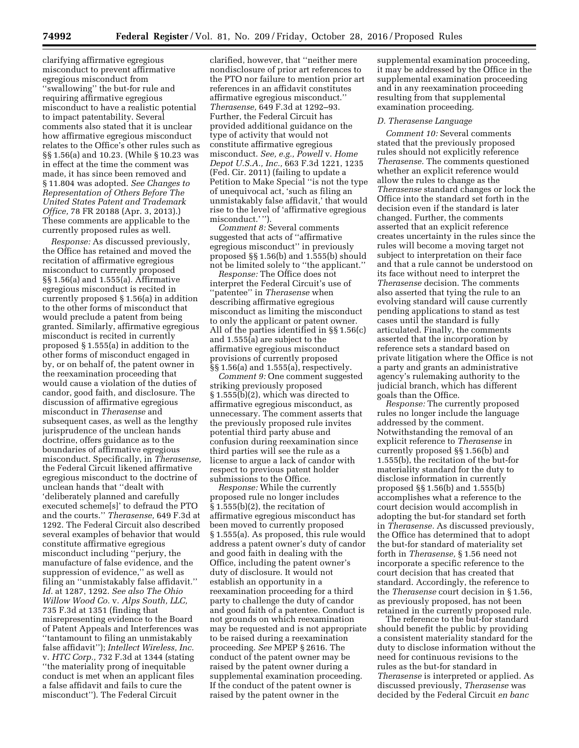clarifying affirmative egregious misconduct to prevent affirmative egregious misconduct from ''swallowing'' the but-for rule and requiring affirmative egregious misconduct to have a realistic potential to impact patentability. Several comments also stated that it is unclear how affirmative egregious misconduct relates to the Office's other rules such as §§ 1.56(a) and 10.23. (While § 10.23 was in effect at the time the comment was made, it has since been removed and § 11.804 was adopted. *See Changes to Representation of Others Before The United States Patent and Trademark Office,* 78 FR 20188 (Apr. 3, 2013).) These comments are applicable to the currently proposed rules as well.

*Response:* As discussed previously, the Office has retained and moved the recitation of affirmative egregious misconduct to currently proposed §§ 1.56(a) and 1.555(a). Affirmative egregious misconduct is recited in currently proposed § 1.56(a) in addition to the other forms of misconduct that would preclude a patent from being granted. Similarly, affirmative egregious misconduct is recited in currently proposed § 1.555(a) in addition to the other forms of misconduct engaged in by, or on behalf of, the patent owner in the reexamination proceeding that would cause a violation of the duties of candor, good faith, and disclosure. The discussion of affirmative egregious misconduct in *Therasense* and subsequent cases, as well as the lengthy jurisprudence of the unclean hands doctrine, offers guidance as to the boundaries of affirmative egregious misconduct. Specifically, in *Therasense,* the Federal Circuit likened affirmative egregious misconduct to the doctrine of unclean hands that ''dealt with 'deliberately planned and carefully executed scheme[s]' to defraud the PTO and the courts.'' *Therasense,* 649 F.3d at 1292. The Federal Circuit also described several examples of behavior that would constitute affirmative egregious misconduct including ''perjury, the manufacture of false evidence, and the suppression of evidence,'' as well as filing an ''unmistakably false affidavit.'' *Id.* at 1287, 1292. *See also The Ohio Willow Wood Co.* v. *Alps South, LLC,* 735 F.3d at 1351 (finding that misrepresenting evidence to the Board of Patent Appeals and Interferences was ''tantamount to filing an unmistakably false affidavit''); *Intellect Wireless, Inc.* v. *HTC Corp.,* 732 F.3d at 1344 (stating ''the materiality prong of inequitable conduct is met when an applicant files a false affidavit and fails to cure the misconduct''). The Federal Circuit clarified, however, that ''neither mere nondisclosure of prior art references to the PTO nor failure to mention prior art references in an affidavit constitutes affirmative egregious misconduct.'' *Therasense,* 649 F.3d at 1292–93. Further, the Federal Circuit has provided additional guidance on the type of activity that would not constitute affirmative egregious misconduct. *See, e.g., Powell* v. *Home Depot U.S.A., Inc.,* 663 F.3d 1221, 1235 (Fed. Cir. 2011) (failing to update a Petition to Make Special ''is not the type of unequivocal act, 'such as filing an unmistakably false affidavit,' that would rise to the level of 'affirmative egregious misconduct.' '').

*Comment 8:* Several comments suggested that acts of ''affirmative egregious misconduct'' in previously proposed §§ 1.56(b) and 1.555(b) should not be limited solely to ''the applicant.''

*Response:* The Office does not interpret the Federal Circuit's use of ''patentee'' in *Therasense* when describing affirmative egregious misconduct as limiting the misconduct to only the applicant or patent owner. All of the parties identified in §§ 1.56(c) and 1.555(a) are subject to the affirmative egregious misconduct provisions of currently proposed §§ 1.56(a) and 1.555(a), respectively.

*Comment 9:* One comment suggested striking previously proposed § 1.555(b)(2), which was directed to affirmative egregious misconduct, as unnecessary. The comment asserts that the previously proposed rule invites potential third party abuse and confusion during reexamination since third parties will see the rule as a license to argue a lack of candor with respect to previous patent holder submissions to the Office.

*Response:* While the currently proposed rule no longer includes § 1.555(b)(2), the recitation of affirmative egregious misconduct has been moved to currently proposed § 1.555(a). As proposed, this rule would address a patent owner's duty of candor and good faith in dealing with the Office, including the patent owner's duty of disclosure. It would not establish an opportunity in a reexamination proceeding for a third party to challenge the duty of candor and good faith of a patentee. Conduct is not grounds on which reexamination may be requested and is not appropriate to be raised during a reexamination proceeding. *See* MPEP § 2616. The conduct of the patent owner may be raised by the patent owner during a supplemental examination proceeding. If the conduct of the patent owner is raised by the patent owner in the supplemental examination proceeding, it may be addressed by the Office in the supplemental examination proceeding and in any reexamination proceeding resulting from that supplemental examination proceeding.

### *D. Therasense Language*

*Comment 10:* Several comments stated that the previously proposed rules should not explicitly reference *Therasense.* The comments questioned whether an explicit reference would allow the rules to change as the *Therasense* standard changes or lock the Office into the standard set forth in the decision even if the standard is later changed. Further, the comments asserted that an explicit reference creates uncertainty in the rules since the rules will become a moving target not subject to interpretation on their face and that a rule cannot be understood on its face without need to interpret the *Therasense* decision. The comments also asserted that tying the rule to an evolving standard will cause currently pending applications to stand as test cases until the standard is fully articulated. Finally, the comments asserted that the incorporation by reference sets a standard based on private litigation where the Office is not a party and grants an administrative agency's rulemaking authority to the judicial branch, which has different goals than the Office.

*Response:* The currently proposed rules no longer include the language addressed by the comment. Notwithstanding the removal of an explicit reference to *Therasense* in currently proposed §§ 1.56(b) and 1.555(b), the recitation of the but-for materiality standard for the duty to disclose information in currently proposed §§ 1.56(b) and 1.555(b) accomplishes what a reference to the court decision would accomplish in adopting the but-for standard set forth in *Therasense.* As discussed previously, the Office has determined that to adopt the but-for standard of materiality set forth in *Therasense,* § 1.56 need not incorporate a specific reference to the court decision that has created that standard. Accordingly, the reference to the *Therasense* court decision in § 1.56, as previously proposed, has not been retained in the currently proposed rule.

The reference to the but-for standard should benefit the public by providing a consistent materiality standard for the duty to disclose information without the need for continuous revisions to the rules as the but-for standard in *Therasense* is interpreted or applied. As discussed previously, *Therasense* was decided by the Federal Circuit *en banc*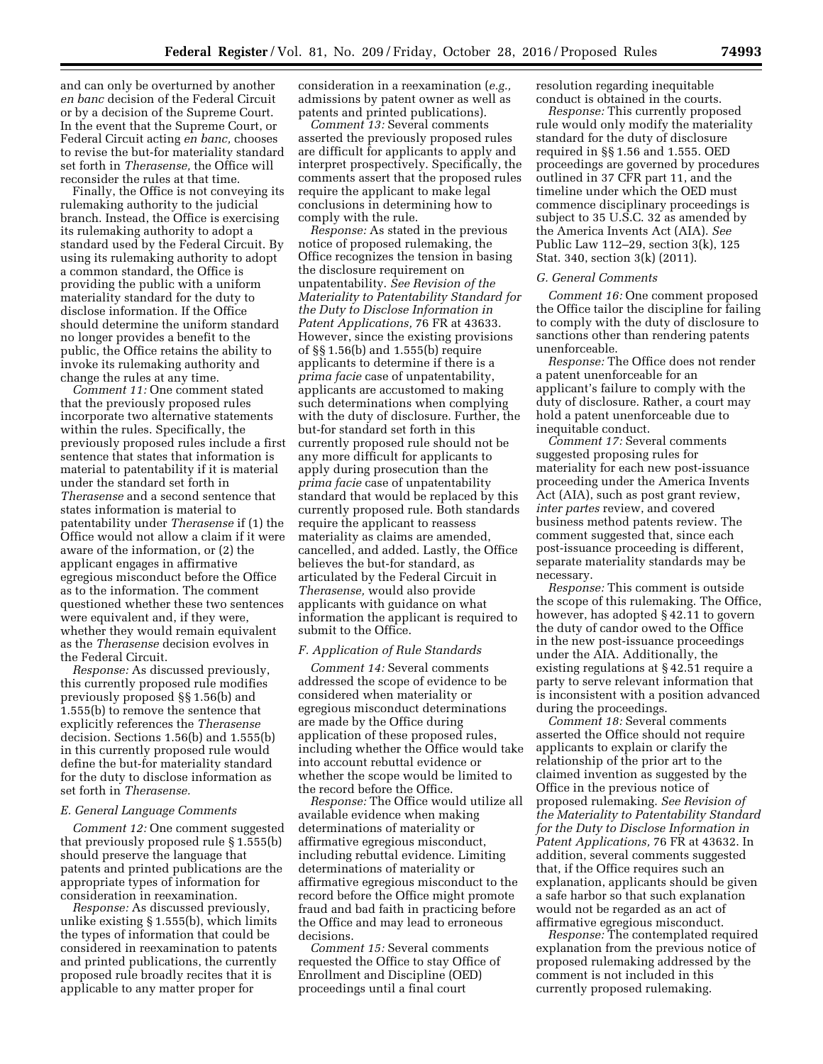and can only be overturned by another *en banc* decision of the Federal Circuit or by a decision of the Supreme Court. In the event that the Supreme Court, or Federal Circuit acting *en banc,* chooses to revise the but-for materiality standard set forth in *Therasense,* the Office will reconsider the rules at that time.

Finally, the Office is not conveying its rulemaking authority to the judicial branch. Instead, the Office is exercising its rulemaking authority to adopt a standard used by the Federal Circuit. By using its rulemaking authority to adopt a common standard, the Office is providing the public with a uniform materiality standard for the duty to disclose information. If the Office should determine the uniform standard no longer provides a benefit to the public, the Office retains the ability to invoke its rulemaking authority and change the rules at any time.

*Comment 11:* One comment stated that the previously proposed rules incorporate two alternative statements within the rules. Specifically, the previously proposed rules include a first sentence that states that information is material to patentability if it is material under the standard set forth in *Therasense* and a second sentence that states information is material to patentability under *Therasense* if (1) the Office would not allow a claim if it were aware of the information, or (2) the applicant engages in affirmative egregious misconduct before the Office as to the information. The comment questioned whether these two sentences were equivalent and, if they were, whether they would remain equivalent as the *Therasense* decision evolves in the Federal Circuit.

*Response:* As discussed previously, this currently proposed rule modifies previously proposed §§ 1.56(b) and 1.555(b) to remove the sentence that explicitly references the *Therasense* decision. Sections 1.56(b) and 1.555(b) in this currently proposed rule would define the but-for materiality standard for the duty to disclose information as set forth in *Therasense.*

### E. General Language Comments

*Comment 12:* One comment suggested that previously proposed rule § 1.555(b) should preserve the language that patents and printed publications are the appropriate types of information for consideration in reexamination.

*Response:* As discussed previously, unlike existing § 1.555(b), which limits the types of information that could be considered in reexamination to patents and printed publications, the currently proposed rule broadly recites that it is applicable to any matter proper for consideration in a reexamination (*e.g.,* admissions by patent owner as well as patents and printed publications).

*Comment 13:* Several comments asserted the previously proposed rules are difficult for applicants to apply and interpret prospectively. Specifically, the comments assert that the proposed rules require the applicant to make legal conclusions in determining how to comply with the rule.

*Response:* As stated in the previous notice of proposed rulemaking, the Office recognizes the tension in basing the disclosure requirement on unpatentability. *See Revision of the Materiality to Patentability Standard for the Duty to Disclose Information in Patent Applications,* 76 FR at 43633. However, since the existing provisions of §§ 1.56(b) and 1.555(b) require applicants to determine if there is a *prima facie* case of unpatentability, applicants are accustomed to making such determinations when complying with the duty of disclosure. Further, the but-for standard set forth in this currently proposed rule should not be any more difficult for applicants to apply during prosecution than the *prima facie* case of unpatentability standard that would be replaced by this currently proposed rule. Both standards require the applicant to reassess materiality as claims are amended, cancelled, and added. Lastly, the Office believes the but-for standard, as articulated by the Federal Circuit in *Therasense,* would also provide applicants with guidance on what information the applicant is required to submit to the Office.

### F. Application of Rule Standards

*Comment 14:* Several comments addressed the scope of evidence to be considered when materiality or egregious misconduct determinations are made by the Office during application of these proposed rules, including whether the Office would take into account rebuttal evidence or whether the scope would be limited to the record before the Office.

*Response:* The Office would utilize all available evidence when making determinations of materiality or affirmative egregious misconduct, including rebuttal evidence. Limiting determinations of materiality or affirmative egregious misconduct to the record before the Office might promote fraud and bad faith in practicing before the Office and may lead to erroneous decisions.

*Comment 15:* Several comments requested the Office to stay Office of Enrollment and Discipline (OED) proceedings until a final court resolution regarding inequitable conduct is obtained in the courts.

*Response:* This currently proposed rule would only modify the materiality standard for the duty of disclosure required in §§ 1.56 and 1.555. OED proceedings are governed by procedures outlined in 37 CFR part 11, and the timeline under which the OED must commence disciplinary proceedings is subject to 35 U.S.C. 32 as amended by the America Invents Act (AIA). *See* Public Law 112–29, section 3(k), 125 Stat. 340, section 3(k) (2011).

### G. General Comments

*Comment 16:* One comment proposed the Office tailor the discipline for failing to comply with the duty of disclosure to sanctions other than rendering patents unenforceable.

*Response:* The Office does not render a patent unenforceable for an applicant's failure to comply with the duty of disclosure. Rather, a court may hold a patent unenforceable due to inequitable conduct.

*Comment 17:* Several comments suggested proposing rules for materiality for each new post-issuance proceeding under the America Invents Act (AIA), such as post grant review, *inter partes* review, and covered business method patents review. The comment suggested that, since each post-issuance proceeding is different, separate materiality standards may be necessary.

*Response:* This comment is outside the scope of this rulemaking. The Office, however, has adopted § 42.11 to govern the duty of candor owed to the Office in the new post-issuance proceedings under the AIA. Additionally, the existing regulations at § 42.51 require a party to serve relevant information that is inconsistent with a position advanced during the proceedings.

*Comment 18:* Several comments asserted the Office should not require applicants to explain or clarify the relationship of the prior art to the claimed invention as suggested by the Office in the previous notice of proposed rulemaking. *See Revision of the Materiality to Patentability Standard for the Duty to Disclose Information in Patent Applications,* 76 FR at 43632. In addition, several comments suggested that, if the Office requires such an explanation, applicants should be given a safe harbor so that such explanation would not be regarded as an act of affirmative egregious misconduct.

*Response:* The contemplated required explanation from the previous notice of proposed rulemaking addressed by the comment is not included in this currently proposed rulemaking.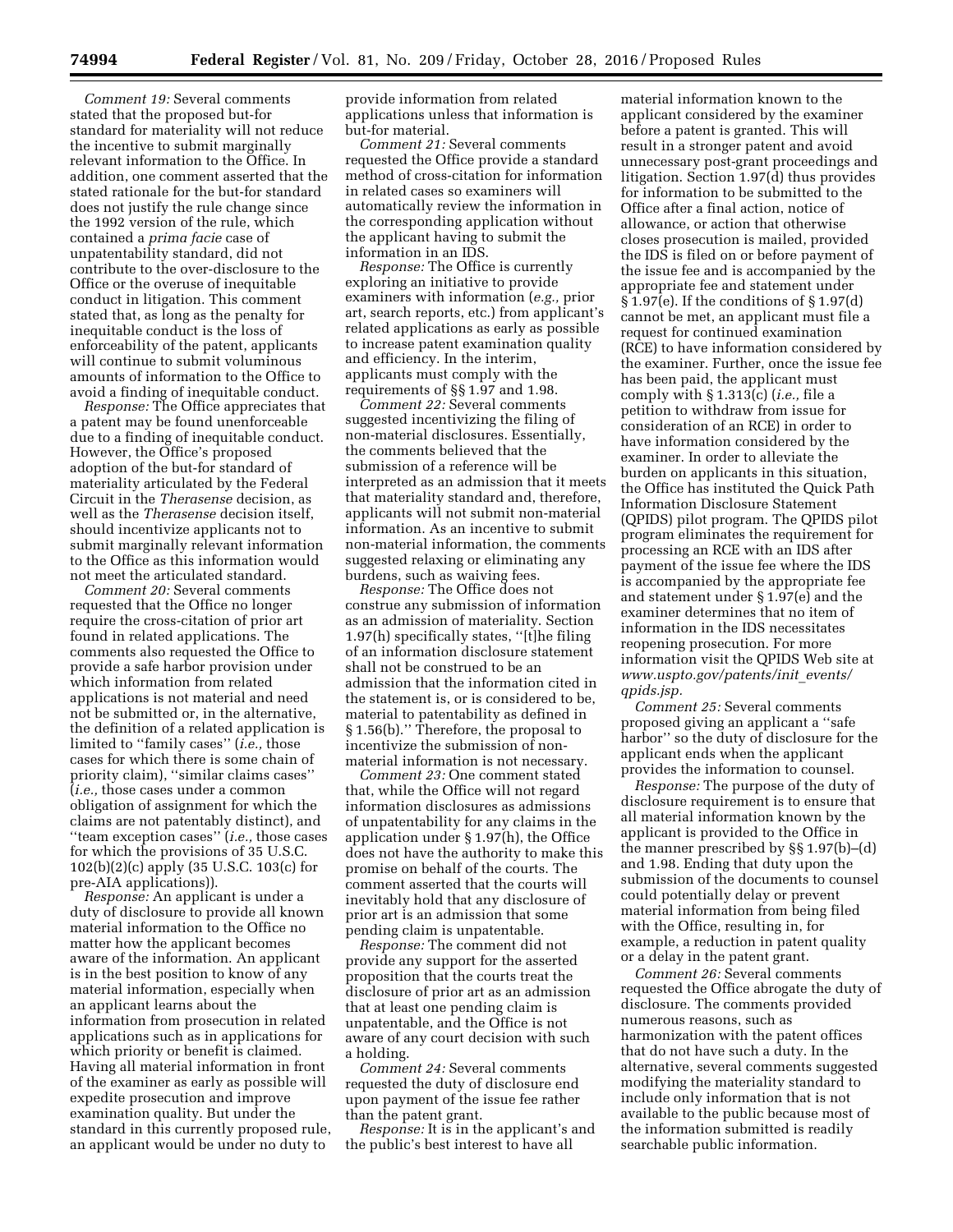*Comment 19:* Several comments stated that the proposed but-for standard for materiality will not reduce the incentive to submit marginally relevant information to the Office. In addition, one comment asserted that the stated rationale for the but-for standard does not justify the rule change since the 1992 version of the rule, which contained a *prima facie* case of unpatentability standard, did not contribute to the over-disclosure to the Office or the overuse of inequitable conduct in litigation. This comment stated that, as long as the penalty for inequitable conduct is the loss of enforceability of the patent, applicants will continue to submit voluminous amounts of information to the Office to avoid a finding of inequitable conduct.

*Response:* The Office appreciates that a patent may be found unenforceable due to a finding of inequitable conduct. However, the Office's proposed adoption of the but-for standard of materiality articulated by the Federal Circuit in the *Therasense* decision, as well as the *Therasense* decision itself, should incentivize applicants not to submit marginally relevant information to the Office as this information would not meet the articulated standard.

*Comment 20:* Several comments requested that the Office no longer require the cross-citation of prior art found in related applications. The comments also requested the Office to provide a safe harbor provision under which information from related applications is not material and need not be submitted or, in the alternative, the definition of a related application is limited to ''family cases'' (*i.e.,* those cases for which there is some chain of priority claim), ''similar claims cases'' (*i.e.,* those cases under a common obligation of assignment for which the claims are not patentably distinct), and ''team exception cases'' (*i.e.,* those cases for which the provisions of 35 U.S.C. 102(b)(2)(c) apply (35 U.S.C. 103(c) for pre-AIA applications)).

*Response:* An applicant is under a duty of disclosure to provide all known material information to the Office no matter how the applicant becomes aware of the information. An applicant is in the best position to know of any material information, especially when an applicant learns about the information from prosecution in related applications such as in applications for which priority or benefit is claimed. Having all material information in front of the examiner as early as possible will expedite prosecution and improve examination quality. But under the standard in this currently proposed rule, an applicant would be under no duty to provide information from related applications unless that information is but-for material.

*Comment 21:* Several comments requested the Office provide a standard method of cross-citation for information in related cases so examiners will automatically review the information in the corresponding application without the applicant having to submit the information in an IDS.

*Response:* The Office is currently exploring an initiative to provide examiners with information (*e.g.,* prior art, search reports, etc.) from applicant's related applications as early as possible to increase patent examination quality and efficiency. In the interim, applicants must comply with the requirements of §§ 1.97 and 1.98.

*Comment 22:* Several comments suggested incentivizing the filing of non-material disclosures. Essentially, the comments believed that the submission of a reference will be interpreted as an admission that it meets that materiality standard and, therefore, applicants will not submit non-material information. As an incentive to submit non-material information, the comments suggested relaxing or eliminating any burdens, such as waiving fees.

*Response:* The Office does not construe any submission of information as an admission of materiality. Section 1.97(h) specifically states, ''[t]he filing of an information disclosure statement shall not be construed to be an admission that the information cited in the statement is, or is considered to be, material to patentability as defined in § 1.56(b).'' Therefore, the proposal to incentivize the submission of non-material information is not necessary.

*Comment 23:* One comment stated that, while the Office will not regard information disclosures as admissions of unpatentability for any claims in the application under § 1.97(h), the Office does not have the authority to make this promise on behalf of the courts. The comment asserted that the courts will inevitably hold that any disclosure of prior art is an admission that some pending claim is unpatentable.

*Response:* The comment did not provide any support for the asserted proposition that the courts treat the disclosure of prior art as an admission that at least one pending claim is unpatentable, and the Office is not aware of any court decision with such a holding.

*Comment 24:* Several comments requested the duty of disclosure end upon payment of the issue fee rather than the patent grant.

*Response:* It is in the applicant's and the public's best interest to have all material information known to the applicant considered by the examiner before a patent is granted. This will result in a stronger patent and avoid unnecessary post-grant proceedings and litigation. Section 1.97(d) thus provides for information to be submitted to the Office after a final action, notice of allowance, or action that otherwise closes prosecution is mailed, provided the IDS is filed on or before payment of the issue fee and is accompanied by the appropriate fee and statement under § 1.97(e). If the conditions of § 1.97(d) cannot be met, an applicant must file a request for continued examination (RCE) to have information considered by the examiner. Further, once the issue fee has been paid, the applicant must comply with § 1.313(c) (*i.e.,* file a petition to withdraw from issue for consideration of an RCE) in order to have information considered by the examiner. In order to alleviate the burden on applicants in this situation, the Office has instituted the Quick Path Information Disclosure Statement (QPIDS) pilot program. The QPIDS pilot program eliminates the requirement for processing an RCE with an IDS after payment of the issue fee where the IDS is accompanied by the appropriate fee and statement under § 1.97(e) and the examiner determines that no item of information in the IDS necessitates reopening prosecution. For more information visit the QPIDS Web site at *www.uspto.gov/patents/init_events/qpids.jsp.*

*Comment 25:* Several comments proposed giving an applicant a ''safe harbor'' so the duty of disclosure for the applicant ends when the applicant provides the information to counsel.

*Response:* The purpose of the duty of disclosure requirement is to ensure that all material information known by the applicant is provided to the Office in the manner prescribed by §§ 1.97(b)–(d) and 1.98. Ending that duty upon the submission of the documents to counsel could potentially delay or prevent material information from being filed with the Office, resulting in, for example, a reduction in patent quality or a delay in the patent grant.

*Comment 26:* Several comments requested the Office abrogate the duty of disclosure. The comments provided numerous reasons, such as harmonization with the patent offices that do not have such a duty. In the alternative, several comments suggested modifying the materiality standard to include only information that is not available to the public because most of the information submitted is readily searchable public information.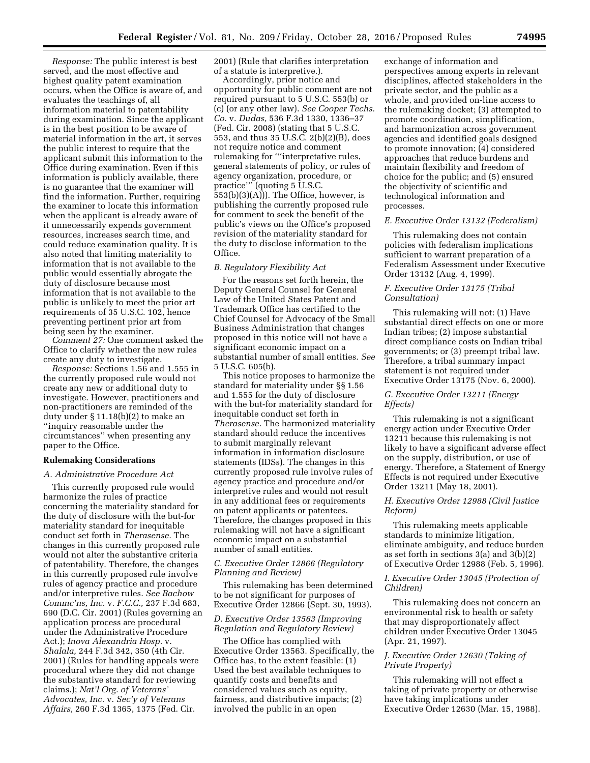*Response:* The public interest is best served, and the most effective and highest quality patent examination occurs, when the Office is aware of, and evaluates the teachings of, all information material to patentability during examination. Since the applicant is in the best position to be aware of material information in the art, it serves the public interest to require that the applicant submit this information to the Office during examination. Even if this information is publicly available, there is no guarantee that the examiner will find the information. Further, requiring the examiner to locate this information when the applicant is already aware of it unnecessarily expends government resources, increases search time, and could reduce examination quality. It is also noted that limiting materiality to information that is not available to the public would essentially abrogate the duty of disclosure because most information that is not available to the public is unlikely to meet the prior art requirements of 35 U.S.C. 102, hence preventing pertinent prior art from being seen by the examiner.

*Comment 27:* One comment asked the Office to clarify whether the new rules create any duty to investigate.

*Response:* Sections 1.56 and 1.555 in the currently proposed rule would not create any new or additional duty to investigate. However, practitioners and non-practitioners are reminded of the duty under § 11.18(b)(2) to make an ''inquiry reasonable under the circumstances'' when presenting any paper to the Office.

**Rulemaking Considerations**

*A. Administrative Procedure Act*

This currently proposed rule would harmonize the rules of practice concerning the materiality standard for the duty of disclosure with the but-for materiality standard for inequitable conduct set forth in *Therasense.* The changes in this currently proposed rule would not alter the substantive criteria of patentability. Therefore, the changes in this currently proposed rule involve rules of agency practice and procedure and/or interpretive rules. *See Bachow Commc'ns, Inc.* v. *F.C.C.,* 237 F.3d 683, 690 (D.C. Cir. 2001) (Rules governing an application process are procedural under the Administrative Procedure Act.); *Inova Alexandria Hosp.* v. *Shalala,* 244 F.3d 342, 350 (4th Cir. 2001) (Rules for handling appeals were procedural where they did not change the substantive standard for reviewing claims.); *Nat'l Org. of Veterans' Advocates, Inc.* v. *Sec'y of Veterans Affairs,* 260 F.3d 1365, 1375 (Fed. Cir. 2001) (Rule that clarifies interpretation of a statute is interpretive.).

Accordingly, prior notice and opportunity for public comment are not required pursuant to 5 U.S.C. 553(b) or (c) (or any other law). *See Cooper Techs. Co.* v. *Dudas,* 536 F.3d 1330, 1336–37 (Fed. Cir. 2008) (stating that 5 U.S.C. 553, and thus 35 U.S.C. 2(b)(2)(B), does not require notice and comment rulemaking for '''interpretative rules, general statements of policy, or rules of agency organization, procedure, or practice''' (quoting 5 U.S.C. 553(b)(3)(A))). The Office, however, is publishing the currently proposed rule for comment to seek the benefit of the public's views on the Office's proposed revision of the materiality standard for the duty to disclose information to the Office.

*B. Regulatory Flexibility Act*

For the reasons set forth herein, the Deputy General Counsel for General Law of the United States Patent and Trademark Office has certified to the Chief Counsel for Advocacy of the Small Business Administration that changes proposed in this notice will not have a significant economic impact on a substantial number of small entities. *See* 5 U.S.C. 605(b).

This notice proposes to harmonize the standard for materiality under §§ 1.56 and 1.555 for the duty of disclosure with the but-for materiality standard for inequitable conduct set forth in *Therasense.* The harmonized materiality standard should reduce the incentives to submit marginally relevant information in information disclosure statements (IDSs). The changes in this currently proposed rule involve rules of agency practice and procedure and/or interpretive rules and would not result in any additional fees or requirements on patent applicants or patentees. Therefore, the changes proposed in this rulemaking will not have a significant economic impact on a substantial number of small entities.

*C. Executive Order 12866 (Regulatory Planning and Review)*

This rulemaking has been determined to be not significant for purposes of Executive Order 12866 (Sept. 30, 1993).

*D. Executive Order 13563 (Improving Regulation and Regulatory Review)*

The Office has complied with Executive Order 13563. Specifically, the Office has, to the extent feasible: (1) Used the best available techniques to quantify costs and benefits and considered values such as equity, fairness, and distributive impacts; (2) involved the public in an open exchange of information and perspectives among experts in relevant disciplines, affected stakeholders in the private sector, and the public as a whole, and provided on-line access to the rulemaking docket; (3) attempted to promote coordination, simplification, and harmonization across government agencies and identified goals designed to promote innovation; (4) considered approaches that reduce burdens and maintain flexibility and freedom of choice for the public; and (5) ensured the objectivity of scientific and technological information and processes.

*E. Executive Order 13132 (Federalism)*

This rulemaking does not contain policies with federalism implications sufficient to warrant preparation of a Federalism Assessment under Executive Order 13132 (Aug. 4, 1999).

*F. Executive Order 13175 (Tribal Consultation)*

This rulemaking will not: (1) Have substantial direct effects on one or more Indian tribes; (2) impose substantial direct compliance costs on Indian tribal governments; or (3) preempt tribal law. Therefore, a tribal summary impact statement is not required under Executive Order 13175 (Nov. 6, 2000).

*G. Executive Order 13211 (Energy Effects)*

This rulemaking is not a significant energy action under Executive Order 13211 because this rulemaking is not likely to have a significant adverse effect on the supply, distribution, or use of energy. Therefore, a Statement of Energy Effects is not required under Executive Order 13211 (May 18, 2001).

*H. Executive Order 12988 (Civil Justice Reform)*

This rulemaking meets applicable standards to minimize litigation, eliminate ambiguity, and reduce burden as set forth in sections 3(a) and 3(b)(2) of Executive Order 12988 (Feb. 5, 1996).

*I. Executive Order 13045 (Protection of Children)*

This rulemaking does not concern an environmental risk to health or safety that may disproportionately affect children under Executive Order 13045 (Apr. 21, 1997).

*J. Executive Order 12630 (Taking of Private Property)*

This rulemaking will not effect a taking of private property or otherwise have taking implications under Executive Order 12630 (Mar. 15, 1988).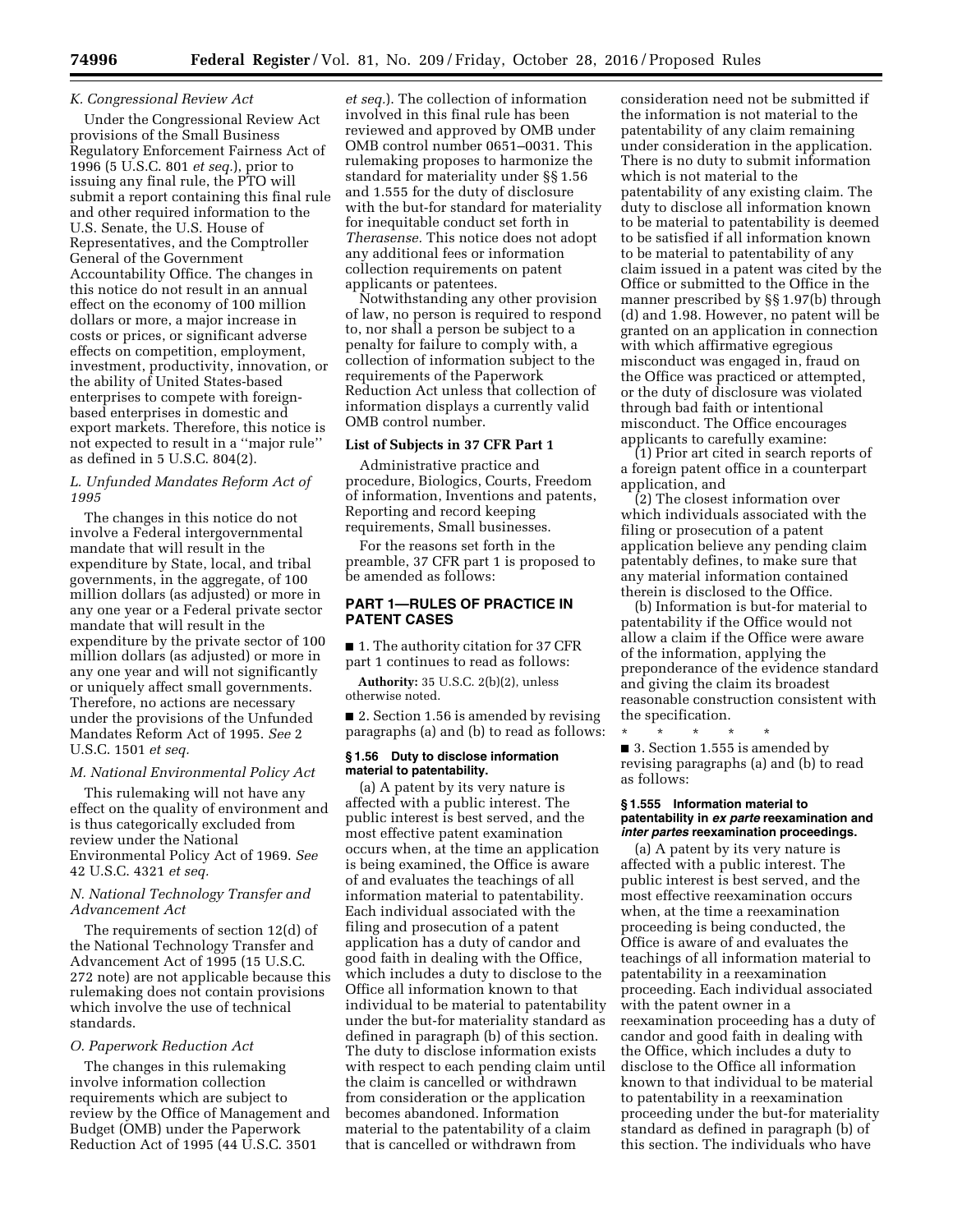### K. Congressional Review Act

Under the Congressional Review Act provisions of the Small Business Regulatory Enforcement Fairness Act of 1996 (5 U.S.C. 801 *et seq.*), prior to issuing any final rule, the PTO will submit a report containing this final rule and other required information to the U.S. Senate, the U.S. House of Representatives, and the Comptroller General of the Government Accountability Office. The changes in this notice do not result in an annual effect on the economy of 100 million dollars or more, a major increase in costs or prices, or significant adverse effects on competition, employment, investment, productivity, innovation, or the ability of United States-based enterprises to compete with foreign-based enterprises in domestic and export markets. Therefore, this notice is not expected to result in a ''major rule'' as defined in 5 U.S.C. 804(2).

### L. Unfunded Mandates Reform Act of 1995

The changes in this notice do not involve a Federal intergovernmental mandate that will result in the expenditure by State, local, and tribal governments, in the aggregate, of 100 million dollars (as adjusted) or more in any one year or a Federal private sector mandate that will result in the expenditure by the private sector of 100 million dollars (as adjusted) or more in any one year and will not significantly or uniquely affect small governments. Therefore, no actions are necessary under the provisions of the Unfunded Mandates Reform Act of 1995. *See* 2 U.S.C. 1501 *et seq.*

### M. National Environmental Policy Act

This rulemaking will not have any effect on the quality of environment and is thus categorically excluded from review under the National Environmental Policy Act of 1969. *See* 42 U.S.C. 4321 *et seq.*

### N. National Technology Transfer and Advancement Act

The requirements of section 12(d) of the National Technology Transfer and Advancement Act of 1995 (15 U.S.C. 272 note) are not applicable because this rulemaking does not contain provisions which involve the use of technical standards.

### O. Paperwork Reduction Act

The changes in this rulemaking involve information collection requirements which are subject to review by the Office of Management and Budget (OMB) under the Paperwork Reduction Act of 1995 (44 U.S.C. 3501 *et seq.*). The collection of information involved in this final rule has been reviewed and approved by OMB under OMB control number 0651–0031. This rulemaking proposes to harmonize the standard for materiality under §§ 1.56 and 1.555 for the duty of disclosure with the but-for standard for materiality for inequitable conduct set forth in *Therasense.* This notice does not adopt any additional fees or information collection requirements on patent applicants or patentees.

Notwithstanding any other provision of law, no person is required to respond to, nor shall a person be subject to a penalty for failure to comply with, a collection of information subject to the requirements of the Paperwork Reduction Act unless that collection of information displays a currently valid OMB control number.

### List of Subjects in 37 CFR Part 1

Administrative practice and procedure, Biologics, Courts, Freedom of information, Inventions and patents, Reporting and record keeping requirements, Small businesses.

For the reasons set forth in the preamble, 37 CFR part 1 is proposed to be amended as follows:

## PART 1—RULES OF PRACTICE IN PATENT CASES

■ 1. The authority citation for 37 CFR part 1 continues to read as follows:

**Authority:** 35 U.S.C. 2(b)(2), unless otherwise noted.

■ 2. Section 1.56 is amended by revising paragraphs (a) and (b) to read as follows:

#### § 1.56 Duty to disclose information material to patentability.

(a) A patent by its very nature is affected with a public interest. The public interest is best served, and the most effective patent examination occurs when, at the time an application is being examined, the Office is aware of and evaluates the teachings of all information material to patentability. Each individual associated with the filing and prosecution of a patent application has a duty of candor and good faith in dealing with the Office, which includes a duty to disclose to the Office all information known to that individual to be material to patentability under the but-for materiality standard as defined in paragraph (b) of this section. The duty to disclose information exists with respect to each pending claim until the claim is cancelled or withdrawn from consideration or the application becomes abandoned. Information material to the patentability of a claim that is cancelled or withdrawn from consideration need not be submitted if the information is not material to the patentability of any claim remaining under consideration in the application. There is no duty to submit information which is not material to the patentability of any existing claim. The duty to disclose all information known to be material to patentability is deemed to be satisfied if all information known to be material to patentability of any claim issued in a patent was cited by the Office or submitted to the Office in the manner prescribed by §§ 1.97(b) through (d) and 1.98. However, no patent will be granted on an application in connection with which affirmative egregious misconduct was engaged in, fraud on the Office was practiced or attempted, or the duty of disclosure was violated through bad faith or intentional misconduct. The Office encourages applicants to carefully examine:

(1) Prior art cited in search reports of a foreign patent office in a counterpart application, and

(2) The closest information over which individuals associated with the filing or prosecution of a patent application believe any pending claim patentably defines, to make sure that any material information contained therein is disclosed to the Office.

(b) Information is but-for material to patentability if the Office would not allow a claim if the Office were aware of the information, applying the preponderance of the evidence standard and giving the claim its broadest reasonable construction consistent with the specification.

\* \* \* \* \*

■ 3. Section 1.555 is amended by revising paragraphs (a) and (b) to read as follows:

#### § 1.555 Information material to patentability in *ex parte* reexamination and *inter partes* reexamination proceedings.

(a) A patent by its very nature is affected with a public interest. The public interest is best served, and the most effective reexamination occurs when, at the time a reexamination proceeding is being conducted, the Office is aware of and evaluates the teachings of all information material to patentability in a reexamination proceeding. Each individual associated with the patent owner in a reexamination proceeding has a duty of candor and good faith in dealing with the Office, which includes a duty to disclose to the Office all information known to that individual to be material to patentability in a reexamination proceeding under the but-for materiality standard as defined in paragraph (b) of this section. The individuals who have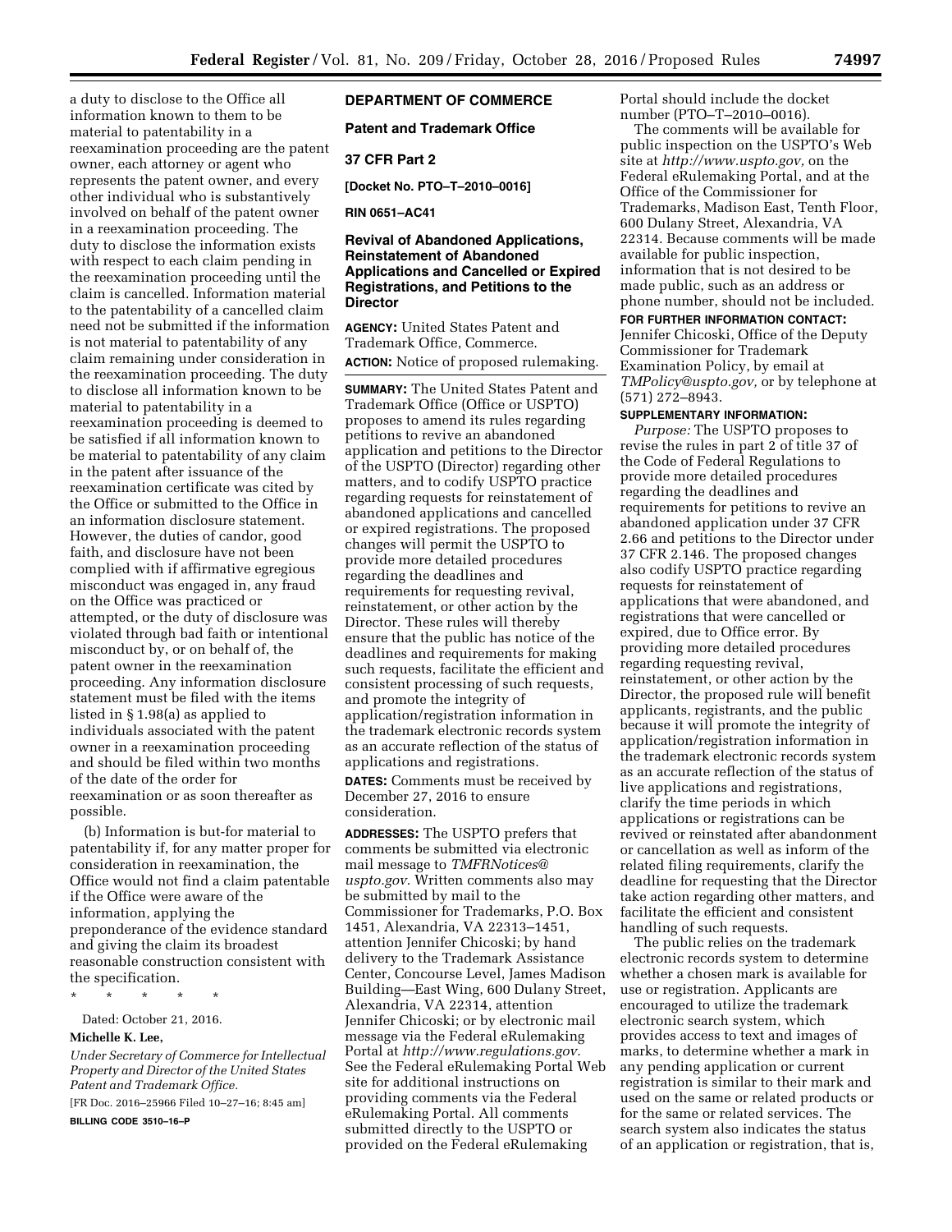a duty to disclose to the Office all information known to them to be material to patentability in a reexamination proceeding are the patent owner, each attorney or agent who represents the patent owner, and every other individual who is substantively involved on behalf of the patent owner in a reexamination proceeding. The duty to disclose the information exists with respect to each claim pending in the reexamination proceeding until the claim is cancelled. Information material to the patentability of a cancelled claim need not be submitted if the information is not material to patentability of any claim remaining under consideration in the reexamination proceeding. The duty to disclose all information known to be material to patentability in a reexamination proceeding is deemed to be satisfied if all information known to be material to patentability of any claim in the patent after issuance of the reexamination certificate was cited by the Office or submitted to the Office in an information disclosure statement. However, the duties of candor, good faith, and disclosure have not been complied with if affirmative egregious misconduct was engaged in, any fraud on the Office was practiced or attempted, or the duty of disclosure was violated through bad faith or intentional misconduct by, or on behalf of, the patent owner in the reexamination proceeding. Any information disclosure statement must be filed with the items listed in § 1.98(a) as applied to individuals associated with the patent owner in a reexamination proceeding and should be filed within two months of the date of the order for reexamination or as soon thereafter as possible.

(b) Information is but-for material to patentability if, for any matter proper for consideration in reexamination, the Office would not find a claim patentable if the Office were aware of the information, applying the preponderance of the evidence standard and giving the claim its broadest reasonable construction consistent with the specification.

\* \* \* \* \*

Dated: October 21, 2016.

**Michelle K. Lee,**

*Under Secretary of Commerce for Intellectual Property and Director of the United States Patent and Trademark Office.*

[FR Doc. 2016–25966 Filed 10–27–16; 8:45 am]

**BILLING CODE 3510–16–P**

## DEPARTMENT OF COMMERCE

### Patent and Trademark Office

### 37 CFR Part 2

**[Docket No. PTO–T–2010–0016]**

**RIN 0651–AC41**

## Revival of Abandoned Applications, Reinstatement of Abandoned Applications and Cancelled or Expired Registrations, and Petitions to the Director

**AGENCY:** United States Patent and Trademark Office, Commerce.

**ACTION:** Notice of proposed rulemaking.

**SUMMARY:** The United States Patent and Trademark Office (Office or USPTO) proposes to amend its rules regarding petitions to revive an abandoned application and petitions to the Director of the USPTO (Director) regarding other matters, and to codify USPTO practice regarding requests for reinstatement of abandoned applications and cancelled or expired registrations. The proposed changes will permit the USPTO to provide more detailed procedures regarding the deadlines and requirements for requesting revival, reinstatement, or other action by the Director. These rules will thereby ensure that the public has notice of the deadlines and requirements for making such requests, facilitate the efficient and consistent processing of such requests, and promote the integrity of application/registration information in the trademark electronic records system as an accurate reflection of the status of applications and registrations.

**DATES:** Comments must be received by December 27, 2016 to ensure consideration.

**ADDRESSES:** The USPTO prefers that comments be submitted via electronic mail message to *TMFRNotices@uspto.gov*. Written comments also may be submitted by mail to the Commissioner for Trademarks, P.O. Box 1451, Alexandria, VA 22313–1451, attention Jennifer Chicoski; by hand delivery to the Trademark Assistance Center, Concourse Level, James Madison Building—East Wing, 600 Dulany Street, Alexandria, VA 22314, attention Jennifer Chicoski; or by electronic mail message via the Federal eRulemaking Portal at *http://www.regulations.gov*. See the Federal eRulemaking Portal Web site for additional instructions on providing comments via the Federal eRulemaking Portal. All comments submitted directly to the USPTO or provided on the Federal eRulemaking Portal should include the docket number (PTO–T–2010–0016).

The comments will be available for public inspection on the USPTO's Web site at *http://www.uspto.gov,* on the Federal eRulemaking Portal, and at the Office of the Commissioner for Trademarks, Madison East, Tenth Floor, 600 Dulany Street, Alexandria, VA 22314. Because comments will be made available for public inspection, information that is not desired to be made public, such as an address or phone number, should not be included.

**FOR FURTHER INFORMATION CONTACT:** Jennifer Chicoski, Office of the Deputy Commissioner for Trademark Examination Policy, by email at *TMPolicy@uspto.gov,* or by telephone at (571) 272–8943.

**SUPPLEMENTARY INFORMATION:**

*Purpose:* The USPTO proposes to revise the rules in part 2 of title 37 of the Code of Federal Regulations to provide more detailed procedures regarding the deadlines and requirements for petitions to revive an abandoned application under 37 CFR 2.66 and petitions to the Director under 37 CFR 2.146. The proposed changes also codify USPTO practice regarding requests for reinstatement of applications that were abandoned, and registrations that were cancelled or expired, due to Office error. By providing more detailed procedures regarding requesting revival, reinstatement, or other action by the Director, the proposed rule will benefit applicants, registrants, and the public because it will promote the integrity of application/registration information in the trademark electronic records system as an accurate reflection of the status of live applications and registrations, clarify the time periods in which applications or registrations can be revived or reinstated after abandonment or cancellation as well as inform of the related filing requirements, clarify the deadline for requesting that the Director take action regarding other matters, and facilitate the efficient and consistent handling of such requests.

The public relies on the trademark electronic records system to determine whether a chosen mark is available for use or registration. Applicants are encouraged to utilize the trademark electronic search system, which provides access to text and images of marks, to determine whether a mark in any pending application or current registration is similar to their mark and used on the same or related products or for the same or related services. The search system also indicates the status of an application or registration, that is,